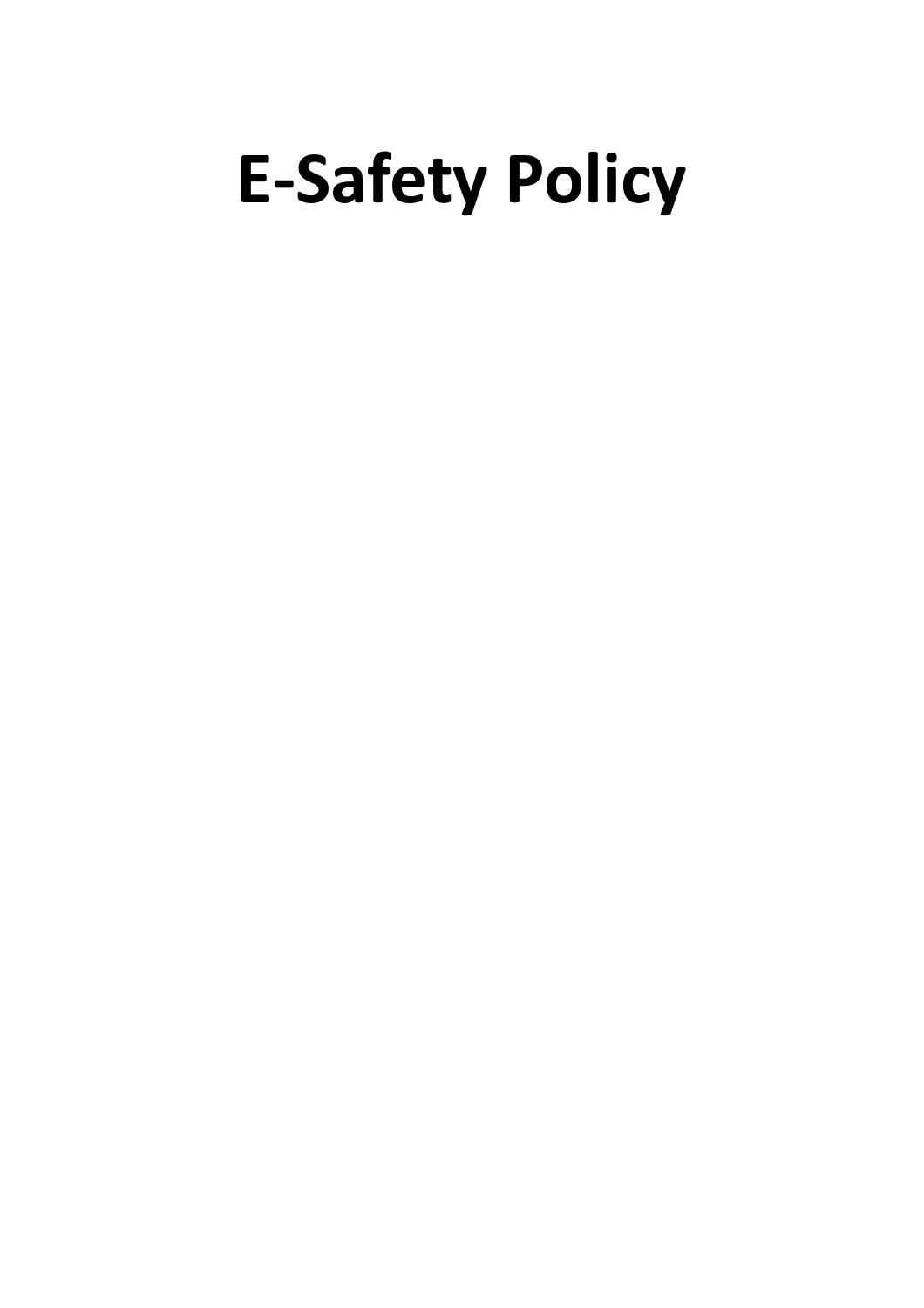# E-Safety Policy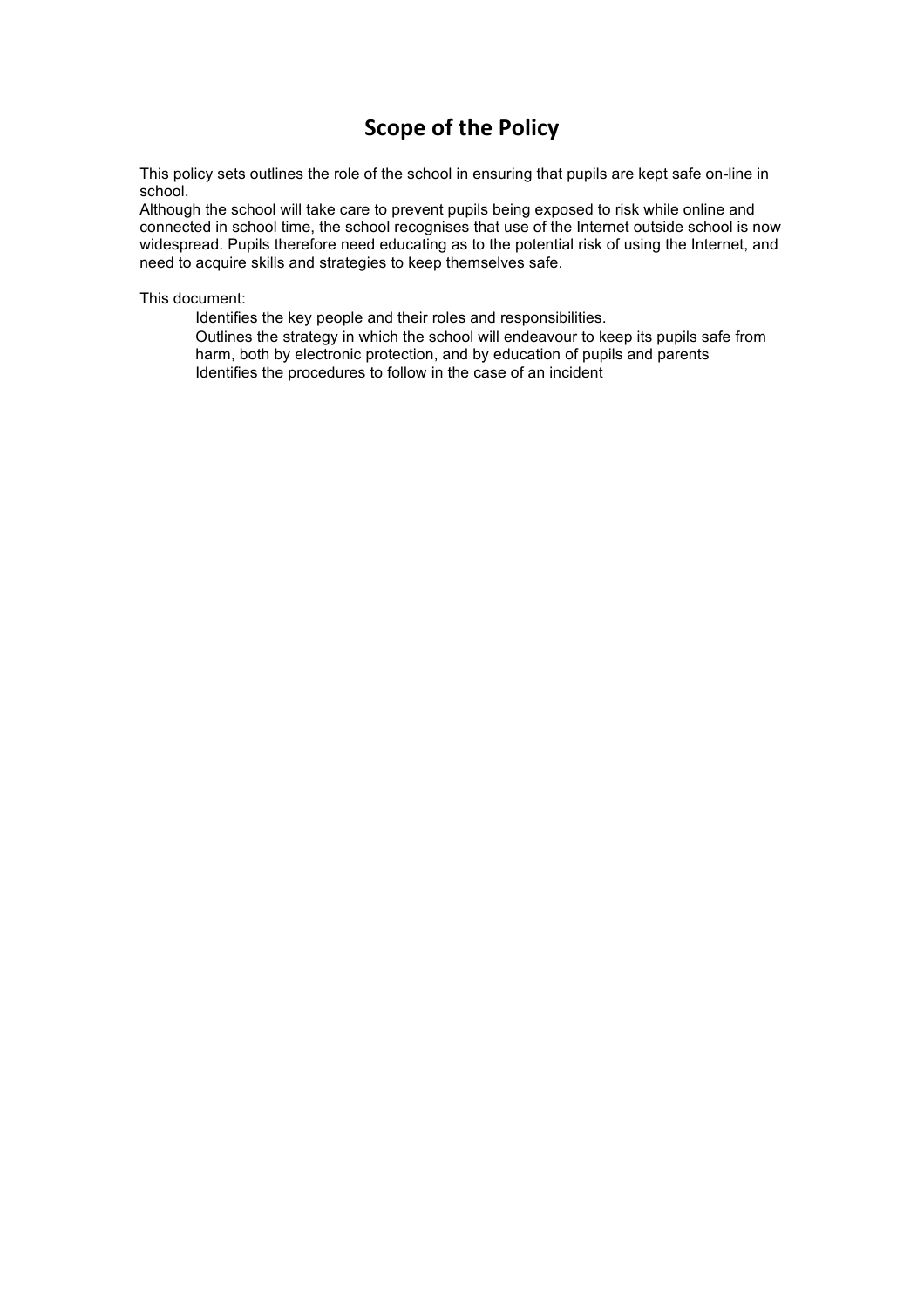# Scope of the Policy

This policy sets outlines the role of the school in ensuring that pupils are kept safe on-line in school.
Although the school will take care to prevent pupils being exposed to risk while online and connected in school time, the school recognises that use of the Internet outside school is now widespread. Pupils therefore need educating as to the potential risk of using the Internet, and need to acquire skills and strategies to keep themselves safe.

This document:

- Identifies the key people and their roles and responsibilities.
- Outlines the strategy in which the school will endeavour to keep its pupils safe from harm, both by electronic protection, and by education of pupils and parents
- Identifies the procedures to follow in the case of an incident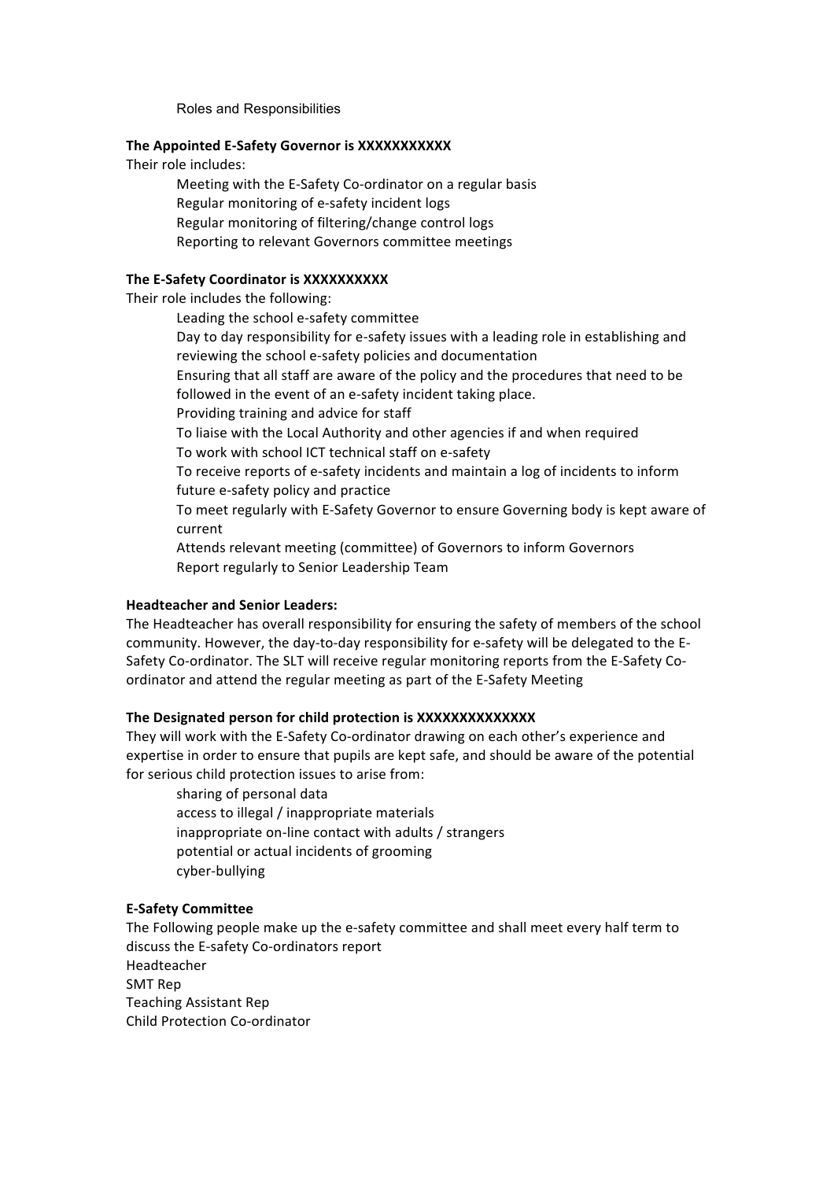Roles and Responsibilities

**The Appointed E-Safety Governor is XXXXXXXXXXX**

Their role includes:

- Meeting with the E-Safety Co-ordinator on a regular basis
- Regular monitoring of e-safety incident logs
- Regular monitoring of filtering/change control logs
- Reporting to relevant Governors committee meetings

**The E-Safety Coordinator is XXXXXXXXXX**

Their role includes the following:

- Leading the school e-safety committee
- Day to day responsibility for e-safety issues with a leading role in establishing and reviewing the school e-safety policies and documentation
- Ensuring that all staff are aware of the policy and the procedures that need to be followed in the event of an e-safety incident taking place.
- Providing training and advice for staff
- To liaise with the Local Authority and other agencies if and when required
- To work with school ICT technical staff on e-safety
- To receive reports of e-safety incidents and maintain a log of incidents to inform future e-safety policy and practice
- To meet regularly with E-Safety Governor to ensure Governing body is kept aware of current
- Attends relevant meeting (committee) of Governors to inform Governors
- Report regularly to Senior Leadership Team

**Headteacher and Senior Leaders:**

The Headteacher has overall responsibility for ensuring the safety of members of the school community. However, the day-to-day responsibility for e-safety will be delegated to the E-Safety Co-ordinator. The SLT will receive regular monitoring reports from the E-Safety Co-ordinator and attend the regular meeting as part of the E-Safety Meeting

**The Designated person for child protection is XXXXXXXXXXXXXX**

They will work with the E-Safety Co-ordinator drawing on each other's experience and expertise in order to ensure that pupils are kept safe, and should be aware of the potential for serious child protection issues to arise from:

- sharing of personal data
- access to illegal / inappropriate materials
- inappropriate on-line contact with adults / strangers
- potential or actual incidents of grooming
- cyber-bullying

**E-Safety Committee**

The Following people make up the e-safety committee and shall meet every half term to discuss the E-safety Co-ordinators report

Headteacher
SMT Rep
Teaching Assistant Rep
Child Protection Co-ordinator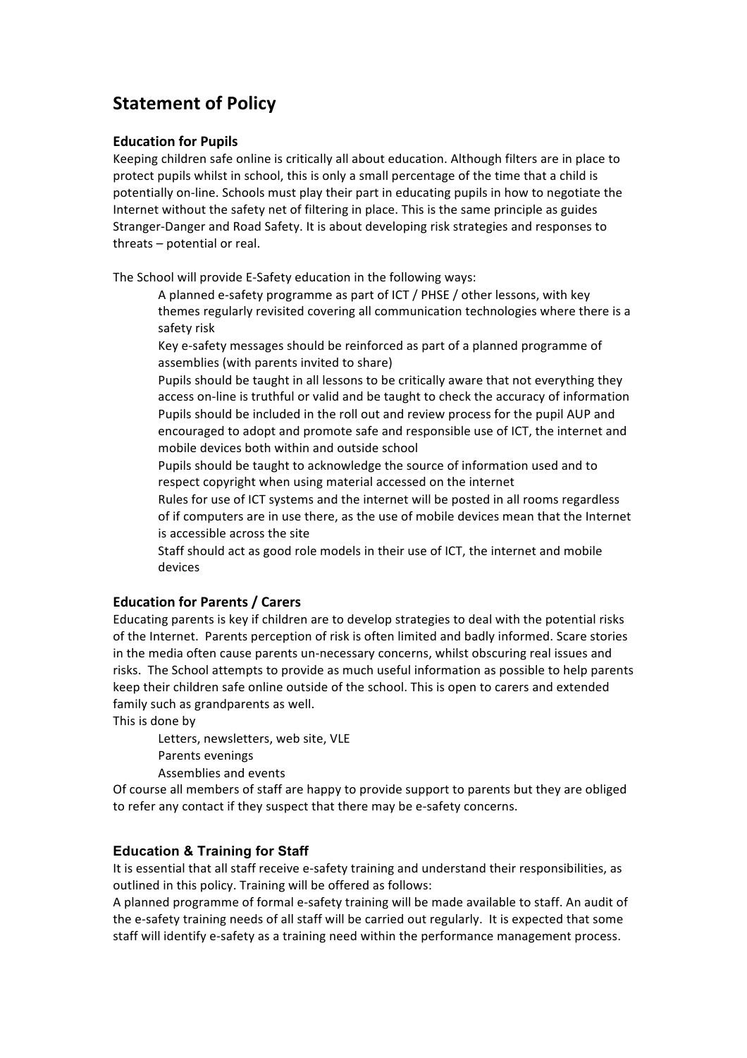## Statement of Policy

### Education for Pupils

Keeping children safe online is critically all about education. Although filters are in place to protect pupils whilst in school, this is only a small percentage of the time that a child is potentially on-line. Schools must play their part in educating pupils in how to negotiate the Internet without the safety net of filtering in place. This is the same principle as guides Stranger-Danger and Road Safety. It is about developing risk strategies and responses to threats – potential or real.

The School will provide E-Safety education in the following ways:

- A planned e-safety programme as part of ICT / PHSE / other lessons, with key themes regularly revisited covering all communication technologies where there is a safety risk
- Key e-safety messages should be reinforced as part of a planned programme of assemblies (with parents invited to share)
- Pupils should be taught in all lessons to be critically aware that not everything they access on-line is truthful or valid and be taught to check the accuracy of information
- Pupils should be included in the roll out and review process for the pupil AUP and encouraged to adopt and promote safe and responsible use of ICT, the internet and mobile devices both within and outside school
- Pupils should be taught to acknowledge the source of information used and to respect copyright when using material accessed on the internet
- Rules for use of ICT systems and the internet will be posted in all rooms regardless of if computers are in use there, as the use of mobile devices mean that the Internet is accessible across the site
- Staff should act as good role models in their use of ICT, the internet and mobile devices

### Education for Parents / Carers

Educating parents is key if children are to develop strategies to deal with the potential risks of the Internet. Parents perception of risk is often limited and badly informed. Scare stories in the media often cause parents un-necessary concerns, whilst obscuring real issues and risks. The School attempts to provide as much useful information as possible to help parents keep their children safe online outside of the school. This is open to carers and extended family such as grandparents as well.

This is done by

- Letters, newsletters, web site, VLE
- Parents evenings
- Assemblies and events

Of course all members of staff are happy to provide support to parents but they are obliged to refer any contact if they suspect that there may be e-safety concerns.

### Education & Training for Staff

It is essential that all staff receive e-safety training and understand their responsibilities, as outlined in this policy. Training will be offered as follows:

A planned programme of formal e-safety training will be made available to staff. An audit of the e-safety training needs of all staff will be carried out regularly. It is expected that some staff will identify e-safety as a training need within the performance management process.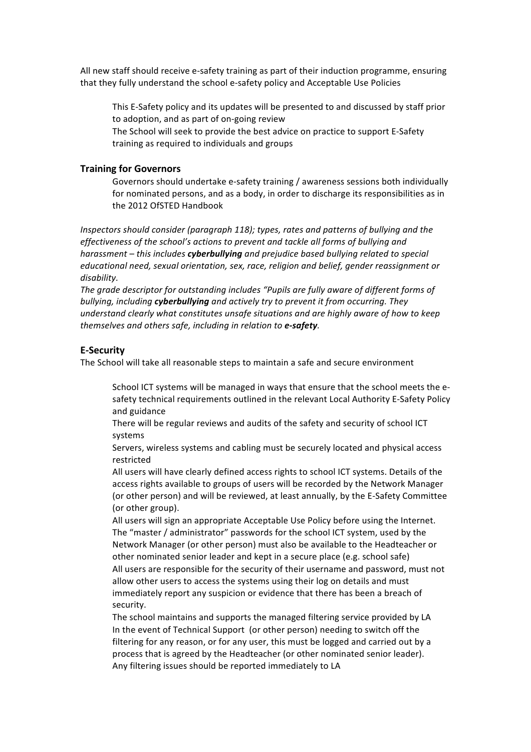All new staff should receive e-safety training as part of their induction programme, ensuring that they fully understand the school e-safety policy and Acceptable Use Policies

This E-Safety policy and its updates will be presented to and discussed by staff prior to adoption, and as part of on-going review

The School will seek to provide the best advice on practice to support E-Safety training as required to individuals and groups

### Training for Governors

Governors should undertake e-safety training / awareness sessions both individually for nominated persons, and as a body, in order to discharge its responsibilities as in the 2012 OfSTED Handbook

*Inspectors should consider (paragraph 118); types, rates and patterns of bullying and the effectiveness of the school's actions to prevent and tackle all forms of bullying and harassment – this includes **cyberbullying** and prejudice based bullying related to special educational need, sexual orientation, sex, race, religion and belief, gender reassignment or disability.*

*The grade descriptor for outstanding includes "Pupils are fully aware of different forms of bullying, including **cyberbullying** and actively try to prevent it from occurring. They understand clearly what constitutes unsafe situations and are highly aware of how to keep themselves and others safe, including in relation to **e-safety**.*

### E-Security

The School will take all reasonable steps to maintain a safe and secure environment

School ICT systems will be managed in ways that ensure that the school meets the e-safety technical requirements outlined in the relevant Local Authority E-Safety Policy and guidance

There will be regular reviews and audits of the safety and security of school ICT systems

Servers, wireless systems and cabling must be securely located and physical access restricted

All users will have clearly defined access rights to school ICT systems. Details of the access rights available to groups of users will be recorded by the Network Manager (or other person) and will be reviewed, at least annually, by the E-Safety Committee (or other group).

All users will sign an appropriate Acceptable Use Policy before using the Internet.

The "master / administrator" passwords for the school ICT system, used by the Network Manager (or other person) must also be available to the Headteacher or other nominated senior leader and kept in a secure place (e.g. school safe)

All users are responsible for the security of their username and password, must not allow other users to access the systems using their log on details and must immediately report any suspicion or evidence that there has been a breach of security.

The school maintains and supports the managed filtering service provided by LA

In the event of Technical Support (or other person) needing to switch off the filtering for any reason, or for any user, this must be logged and carried out by a process that is agreed by the Headteacher (or other nominated senior leader).

Any filtering issues should be reported immediately to LA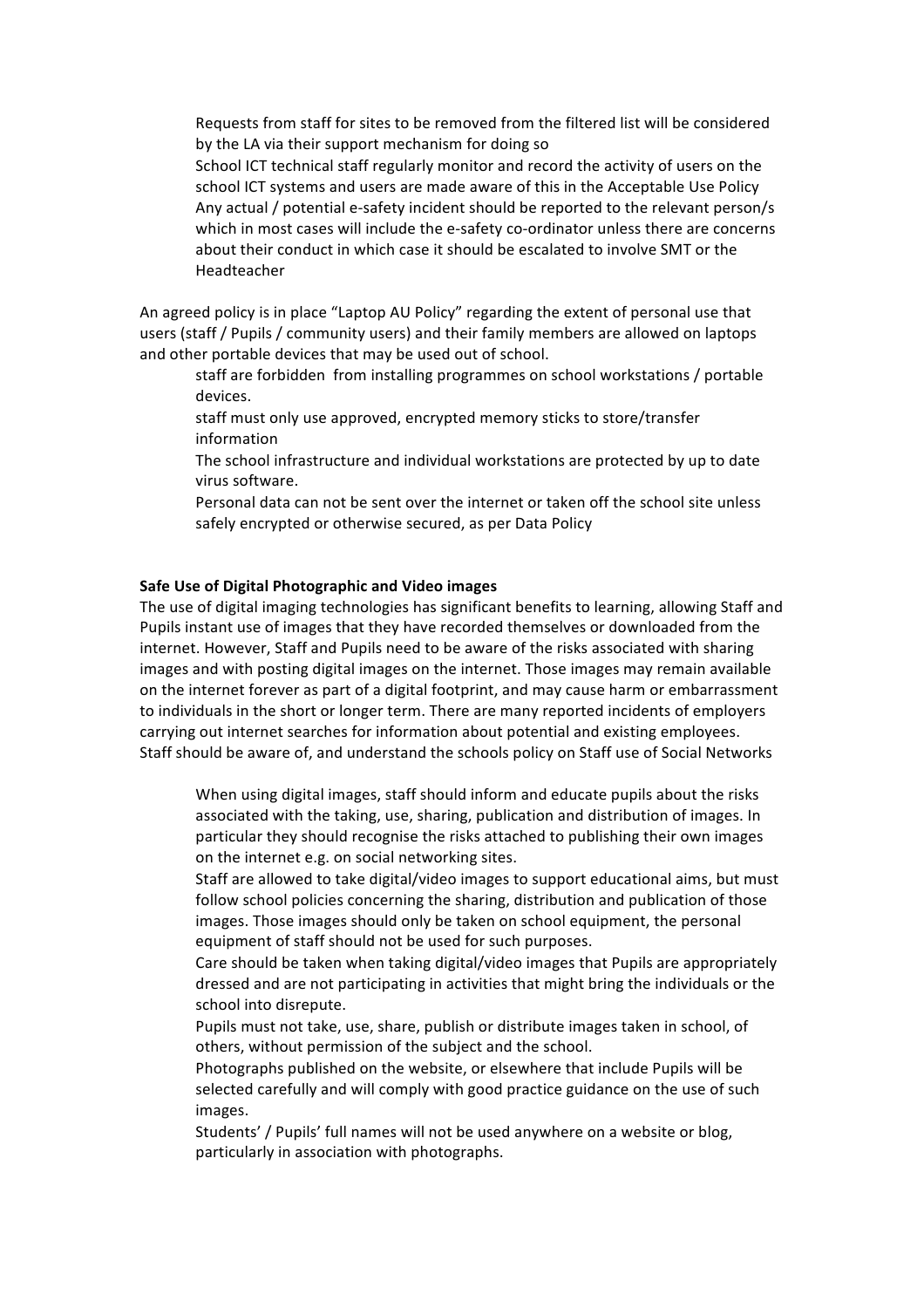- Requests from staff for sites to be removed from the filtered list will be considered by the LA via their support mechanism for doing so
- School ICT technical staff regularly monitor and record the activity of users on the school ICT systems and users are made aware of this in the Acceptable Use Policy
- Any actual / potential e-safety incident should be reported to the relevant person/s which in most cases will include the e-safety co-ordinator unless there are concerns about their conduct in which case it should be escalated to involve SMT or the Headteacher

An agreed policy is in place "Laptop AU Policy" regarding the extent of personal use that users (staff / Pupils / community users) and their family members are allowed on laptops and other portable devices that may be used out of school.

- staff are forbidden from installing programmes on school workstations / portable devices.
- staff must only use approved, encrypted memory sticks to store/transfer information
- The school infrastructure and individual workstations are protected by up to date virus software.
- Personal data can not be sent over the internet or taken off the school site unless safely encrypted or otherwise secured, as per Data Policy

**Safe Use of Digital Photographic and Video images**

The use of digital imaging technologies has significant benefits to learning, allowing Staff and Pupils instant use of images that they have recorded themselves or downloaded from the internet. However, Staff and Pupils need to be aware of the risks associated with sharing images and with posting digital images on the internet. Those images may remain available on the internet forever as part of a digital footprint, and may cause harm or embarrassment to individuals in the short or longer term. There are many reported incidents of employers carrying out internet searches for information about potential and existing employees. Staff should be aware of, and understand the schools policy on Staff use of Social Networks

- When using digital images, staff should inform and educate pupils about the risks associated with the taking, use, sharing, publication and distribution of images. In particular they should recognise the risks attached to publishing their own images on the internet e.g. on social networking sites.
- Staff are allowed to take digital/video images to support educational aims, but must follow school policies concerning the sharing, distribution and publication of those images. Those images should only be taken on school equipment, the personal equipment of staff should not be used for such purposes.
- Care should be taken when taking digital/video images that Pupils are appropriately dressed and are not participating in activities that might bring the individuals or the school into disrepute.
- Pupils must not take, use, share, publish or distribute images taken in school, of others, without permission of the subject and the school.
- Photographs published on the website, or elsewhere that include Pupils will be selected carefully and will comply with good practice guidance on the use of such images.
- Students' / Pupils' full names will not be used anywhere on a website or blog, particularly in association with photographs.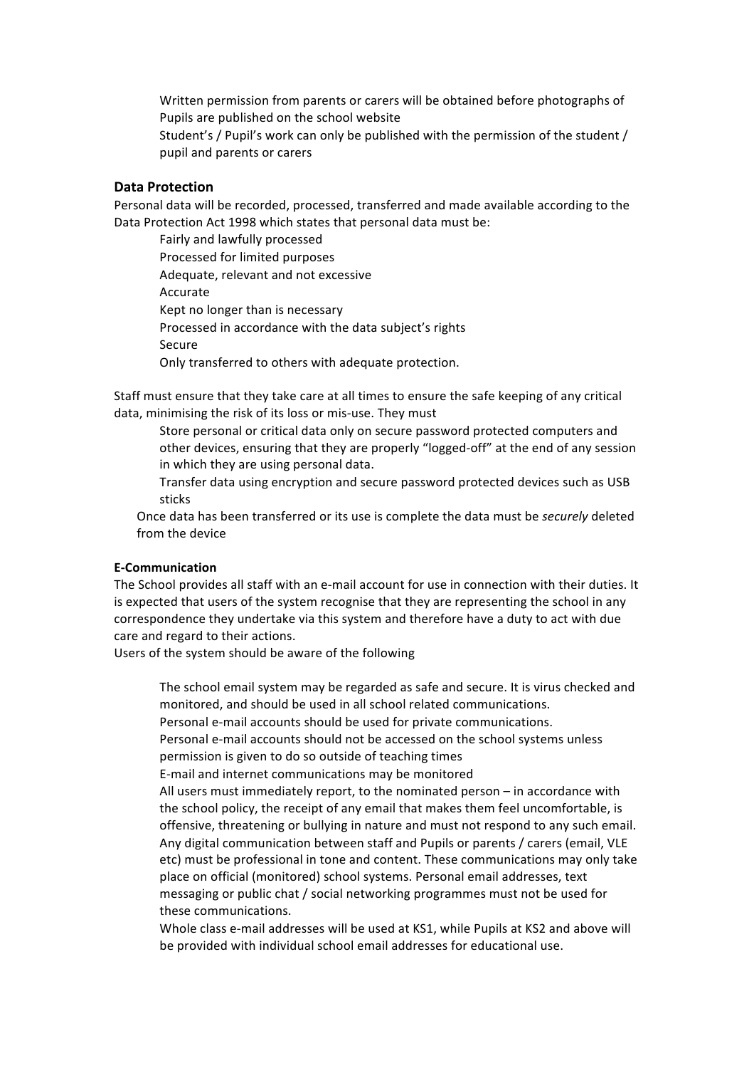- Written permission from parents or carers will be obtained before photographs of Pupils are published on the school website
- Student's / Pupil's work can only be published with the permission of the student / pupil and parents or carers

## Data Protection

Personal data will be recorded, processed, transferred and made available according to the Data Protection Act 1998 which states that personal data must be:

- Fairly and lawfully processed
- Processed for limited purposes
- Adequate, relevant and not excessive
- Accurate
- Kept no longer than is necessary
- Processed in accordance with the data subject's rights
- Secure
- Only transferred to others with adequate protection.

Staff must ensure that they take care at all times to ensure the safe keeping of any critical data, minimising the risk of its loss or mis-use. They must

- Store personal or critical data only on secure password protected computers and other devices, ensuring that they are properly "logged-off" at the end of any session in which they are using personal data.
- Transfer data using encryption and secure password protected devices such as USB sticks

Once data has been transferred or its use is complete the data must be *securely* deleted from the device

**E-Communication**

The School provides all staff with an e-mail account for use in connection with their duties. It is expected that users of the system recognise that they are representing the school in any correspondence they undertake via this system and therefore have a duty to act with due care and regard to their actions.

Users of the system should be aware of the following

- The school email system may be regarded as safe and secure. It is virus checked and monitored, and should be used in all school related communications.
- Personal e-mail accounts should be used for private communications.
- Personal e-mail accounts should not be accessed on the school systems unless permission is given to do so outside of teaching times
- E-mail and internet communications may be monitored
- All users must immediately report, to the nominated person – in accordance with the school policy, the receipt of any email that makes them feel uncomfortable, is offensive, threatening or bullying in nature and must not respond to any such email.
- Any digital communication between staff and Pupils or parents / carers (email, VLE etc) must be professional in tone and content. These communications may only take place on official (monitored) school systems. Personal email addresses, text messaging or public chat / social networking programmes must not be used for these communications.
- Whole class e-mail addresses will be used at KS1, while Pupils at KS2 and above will be provided with individual school email addresses for educational use.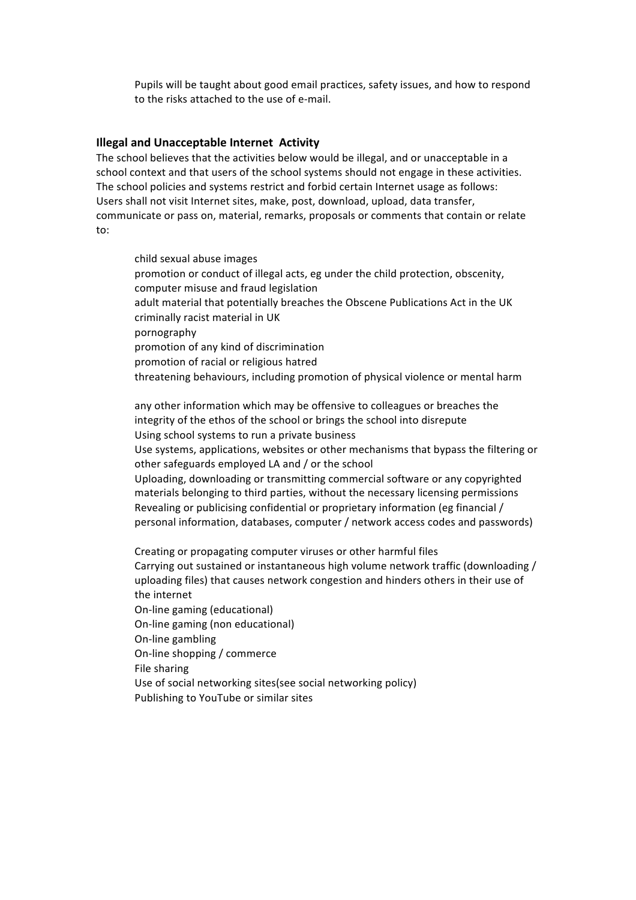Pupils will be taught about good email practices, safety issues, and how to respond to the risks attached to the use of e-mail.

### Illegal and Unacceptable Internet Activity

The school believes that the activities below would be illegal, and or unacceptable in a school context and that users of the school systems should not engage in these activities. The school policies and systems restrict and forbid certain Internet usage as follows:
Users shall not visit Internet sites, make, post, download, upload, data transfer, communicate or pass on, material, remarks, proposals or comments that contain or relate to:

- child sexual abuse images
- promotion or conduct of illegal acts, eg under the child protection, obscenity, computer misuse and fraud legislation
- adult material that potentially breaches the Obscene Publications Act in the UK
- criminally racist material in UK
- pornography
- promotion of any kind of discrimination
- promotion of racial or religious hatred
- threatening behaviours, including promotion of physical violence or mental harm

- any other information which may be offensive to colleagues or breaches the integrity of the ethos of the school or brings the school into disrepute
- Using school systems to run a private business
- Use systems, applications, websites or other mechanisms that bypass the filtering or other safeguards employed LA and / or the school
- Uploading, downloading or transmitting commercial software or any copyrighted materials belonging to third parties, without the necessary licensing permissions
- Revealing or publicising confidential or proprietary information (eg financial / personal information, databases, computer / network access codes and passwords)

- Creating or propagating computer viruses or other harmful files
- Carrying out sustained or instantaneous high volume network traffic (downloading / uploading files) that causes network congestion and hinders others in their use of the internet
- On-line gaming (educational)
- On-line gaming (non educational)
- On-line gambling
- On-line shopping / commerce
- File sharing
- Use of social networking sites(see social networking policy)
- Publishing to YouTube or similar sites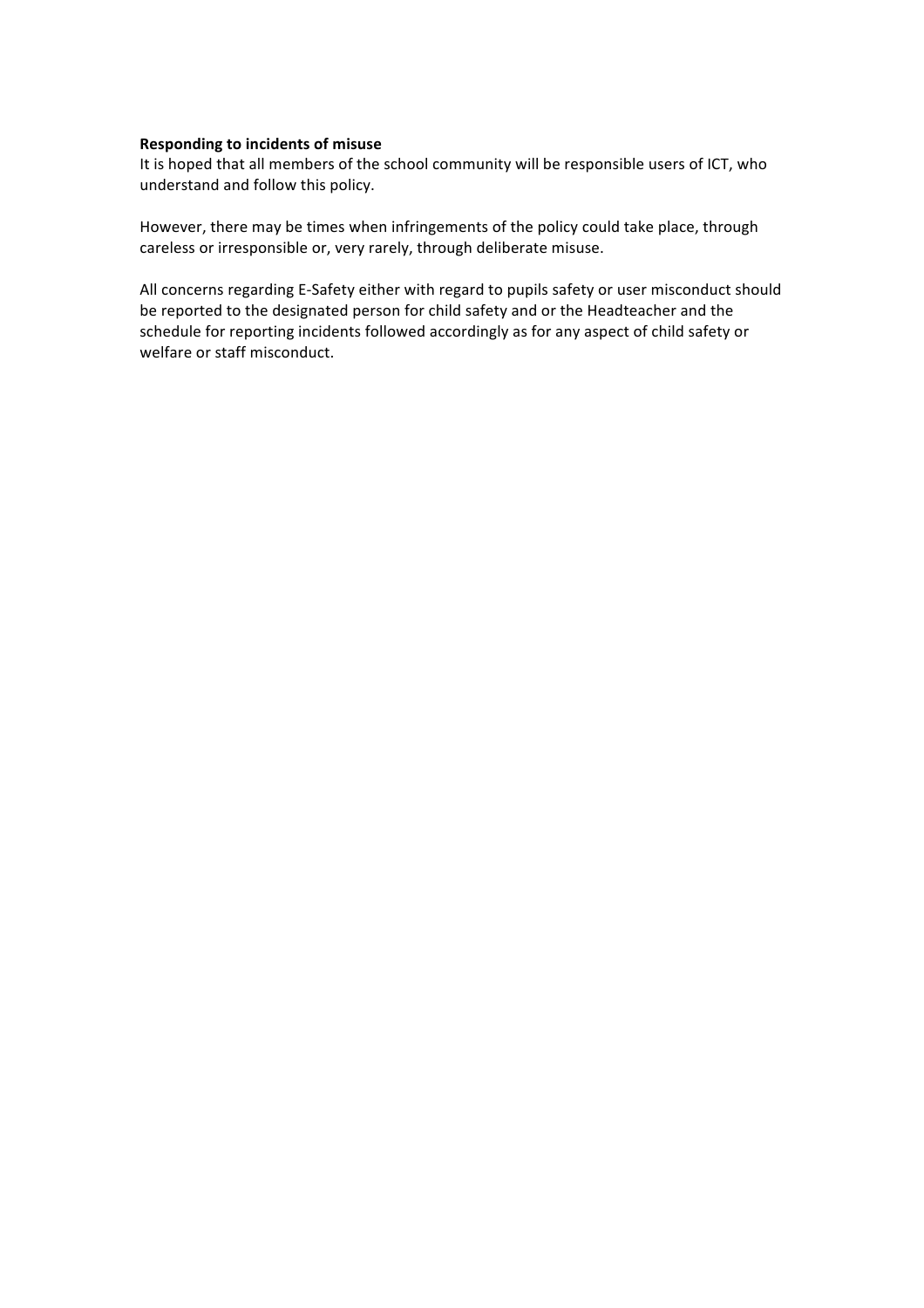**Responding to incidents of misuse**

It is hoped that all members of the school community will be responsible users of ICT, who understand and follow this policy.

However, there may be times when infringements of the policy could take place, through careless or irresponsible or, very rarely, through deliberate misuse.

All concerns regarding E-Safety either with regard to pupils safety or user misconduct should be reported to the designated person for child safety and or the Headteacher and the schedule for reporting incidents followed accordingly as for any aspect of child safety or welfare or staff misconduct.